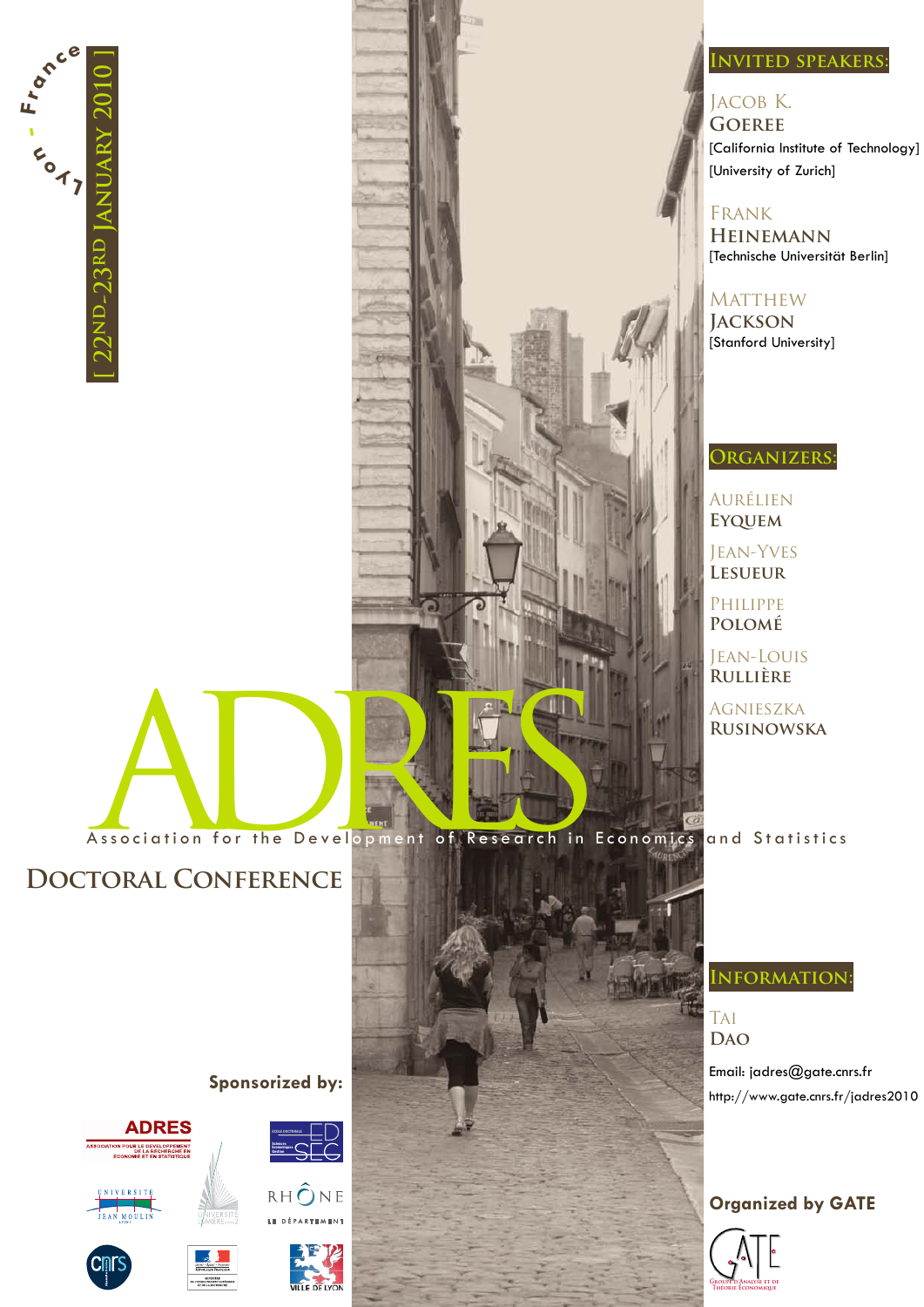Lyon - France

[ 22nd-23rd January 2010 ]

# ADRES

Association for the Development of Research in Economics and Statistics

## Doctoral Conference

## Invited speakers:

Jacob K. **Goeree**
[California Institute of Technology]
[University of Zurich]

Frank **Heinemann**
[Technische Universität Berlin]

Matthew **Jackson**
[Stanford University]

## Organizers:

Aurélien **Eyquem**

Jean-Yves **Lesueur**

Philippe **Polomé**

Jean-Louis **Rullière**

Agnieszka **Rusinowska**

## Information:

Tai **Dao**

Email: jadres@gate.cnrs.fr

http://www.gate.cnrs.fr/jadres2010

**Sponsored by:**

ADRES – Association pour le Développement de la Recherche en Économie et en Statistique

École Doctorale Sciences Économiques et de Gestion (ED SEG)

Université Jean Moulin Lyon 3

Université Lumière Lyon 2

Rhône – Le Département

CNRS

Ministère de l'Enseignement Supérieur et de la Recherche

Ville de Lyon

**Organized by GATE**

GATE – Groupe d'Analyse et de Théorie Économique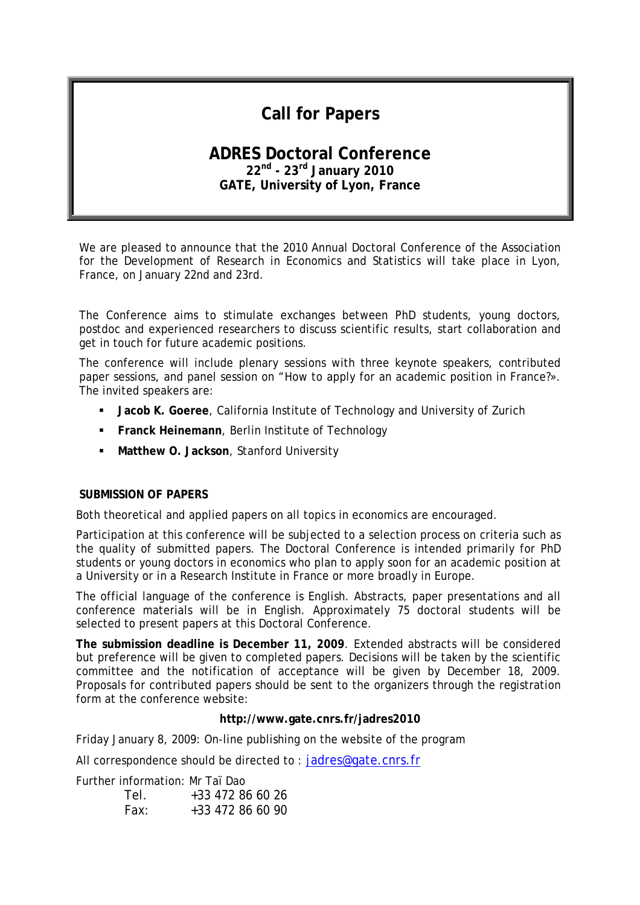# Call for Papers

## ADRES Doctoral Conference

**22nd - 23rd January 2010**
**GATE, University of Lyon, France**

We are pleased to announce that the 2010 Annual Doctoral Conference of the Association for the Development of Research in Economics and Statistics will take place in Lyon, France, on January 22nd and 23rd.

The Conference aims to stimulate exchanges between PhD students, young doctors, postdoc and experienced researchers to discuss scientific results, start collaboration and get in touch for future academic positions.

The conference will include plenary sessions with three keynote speakers, contributed paper sessions, and panel session on "How to apply for an academic position in France?». The invited speakers are:

- **Jacob K. Goeree**, California Institute of Technology and University of Zurich
- **Franck Heinemann**, Berlin Institute of Technology
- **Matthew O. Jackson**, Stanford University

**SUBMISSION OF PAPERS**

Both theoretical and applied papers on all topics in economics are encouraged.

Participation at this conference will be subjected to a selection process on criteria such as the quality of submitted papers. The Doctoral Conference is intended primarily for PhD students or young doctors in economics who plan to apply soon for an academic position at a University or in a Research Institute in France or more broadly in Europe.

The official language of the conference is English. Abstracts, paper presentations and all conference materials will be in English. Approximately 75 doctoral students will be selected to present papers at this Doctoral Conference.

**The submission deadline is December 11, 2009**. Extended abstracts will be considered but preference will be given to completed papers. Decisions will be taken by the scientific committee and the notification of acceptance will be given by December 18, 2009. Proposals for contributed papers should be sent to the organizers through the registration form at the conference website:

**http://www.gate.cnrs.fr/jadres2010**

Friday January 8, 2009: On-line publishing on the website of the program

All correspondence should be directed to : jadres@gate.cnrs.fr

Further information: Mr Taï Dao
Tel. +33 472 86 60 26
Fax: +33 472 86 60 90